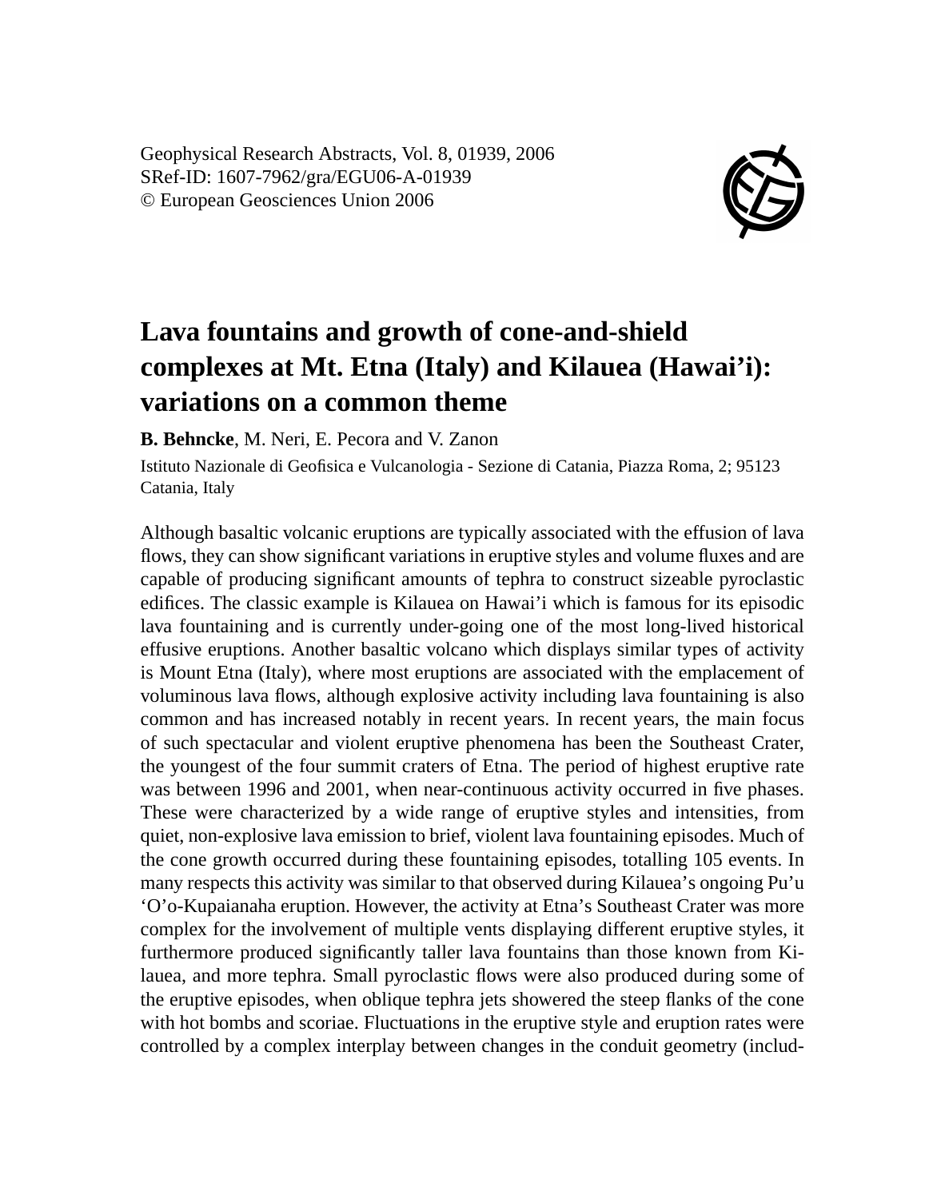Geophysical Research Abstracts, Vol. 8, 01939, 2006
SRef-ID: 1607-7962/gra/EGU06-A-01939
© European Geosciences Union 2006

# Lava fountains and growth of cone-and-shield complexes at Mt. Etna (Italy) and Kilauea (Hawai'i): variations on a common theme

**B. Behncke**, M. Neri, E. Pecora and V. Zanon

Istituto Nazionale di Geofisica e Vulcanologia - Sezione di Catania, Piazza Roma, 2; 95123 Catania, Italy

Although basaltic volcanic eruptions are typically associated with the effusion of lava flows, they can show significant variations in eruptive styles and volume fluxes and are capable of producing significant amounts of tephra to construct sizeable pyroclastic edifices. The classic example is Kilauea on Hawai'i which is famous for its episodic lava fountaining and is currently under-going one of the most long-lived historical effusive eruptions. Another basaltic volcano which displays similar types of activity is Mount Etna (Italy), where most eruptions are associated with the emplacement of voluminous lava flows, although explosive activity including lava fountaining is also common and has increased notably in recent years. In recent years, the main focus of such spectacular and violent eruptive phenomena has been the Southeast Crater, the youngest of the four summit craters of Etna. The period of highest eruptive rate was between 1996 and 2001, when near-continuous activity occurred in five phases. These were characterized by a wide range of eruptive styles and intensities, from quiet, non-explosive lava emission to brief, violent lava fountaining episodes. Much of the cone growth occurred during these fountaining episodes, totalling 105 events. In many respects this activity was similar to that observed during Kilauea's ongoing Pu'u 'O'o-Kupaianaha eruption. However, the activity at Etna's Southeast Crater was more complex for the involvement of multiple vents displaying different eruptive styles, it furthermore produced significantly taller lava fountains than those known from Kilauea, and more tephra. Small pyroclastic flows were also produced during some of the eruptive episodes, when oblique tephra jets showered the steep flanks of the cone with hot bombs and scoriae. Fluctuations in the eruptive style and eruption rates were controlled by a complex interplay between changes in the conduit geometry (includ-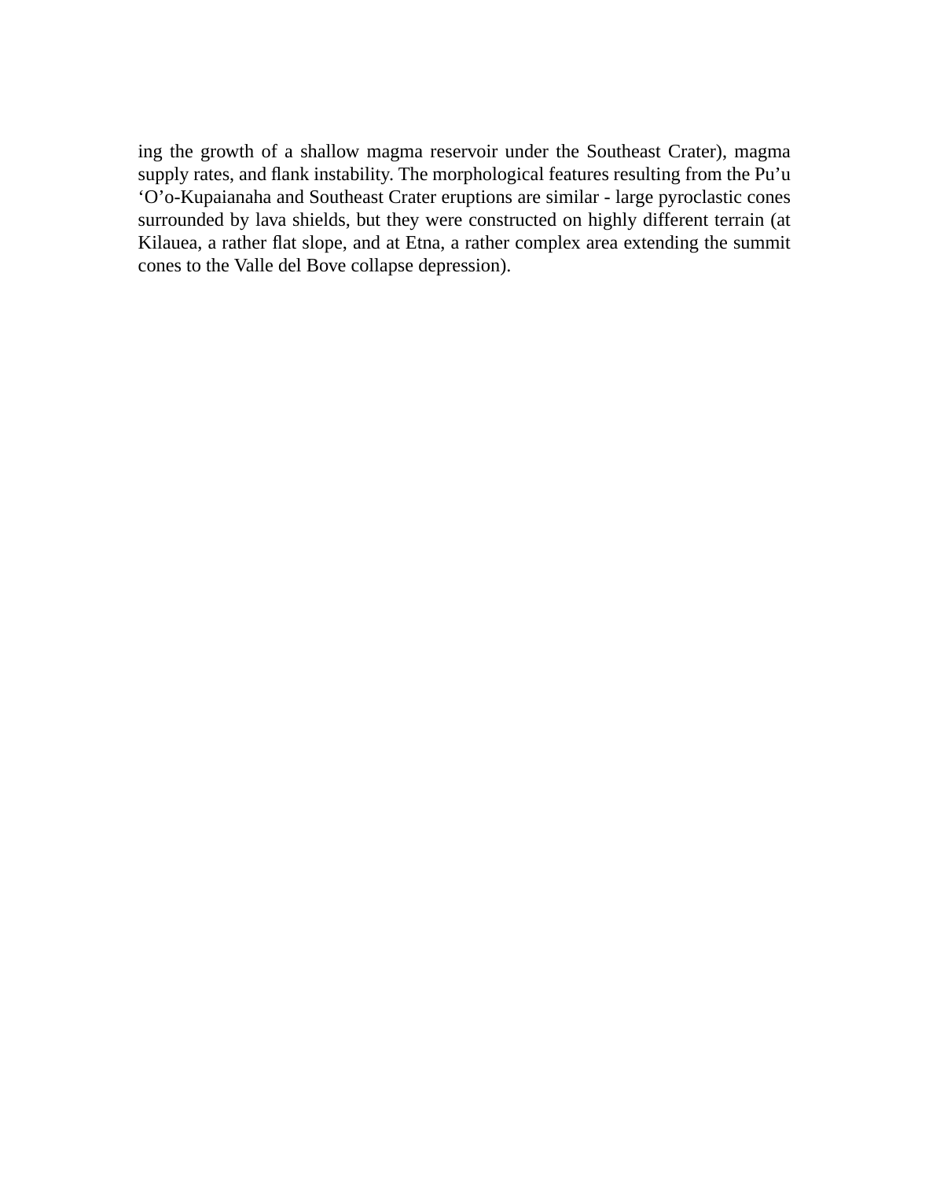ing the growth of a shallow magma reservoir under the Southeast Crater), magma supply rates, and flank instability. The morphological features resulting from the Pu'u 'O'o-Kupaianaha and Southeast Crater eruptions are similar - large pyroclastic cones surrounded by lava shields, but they were constructed on highly different terrain (at Kilauea, a rather flat slope, and at Etna, a rather complex area extending the summit cones to the Valle del Bove collapse depression).